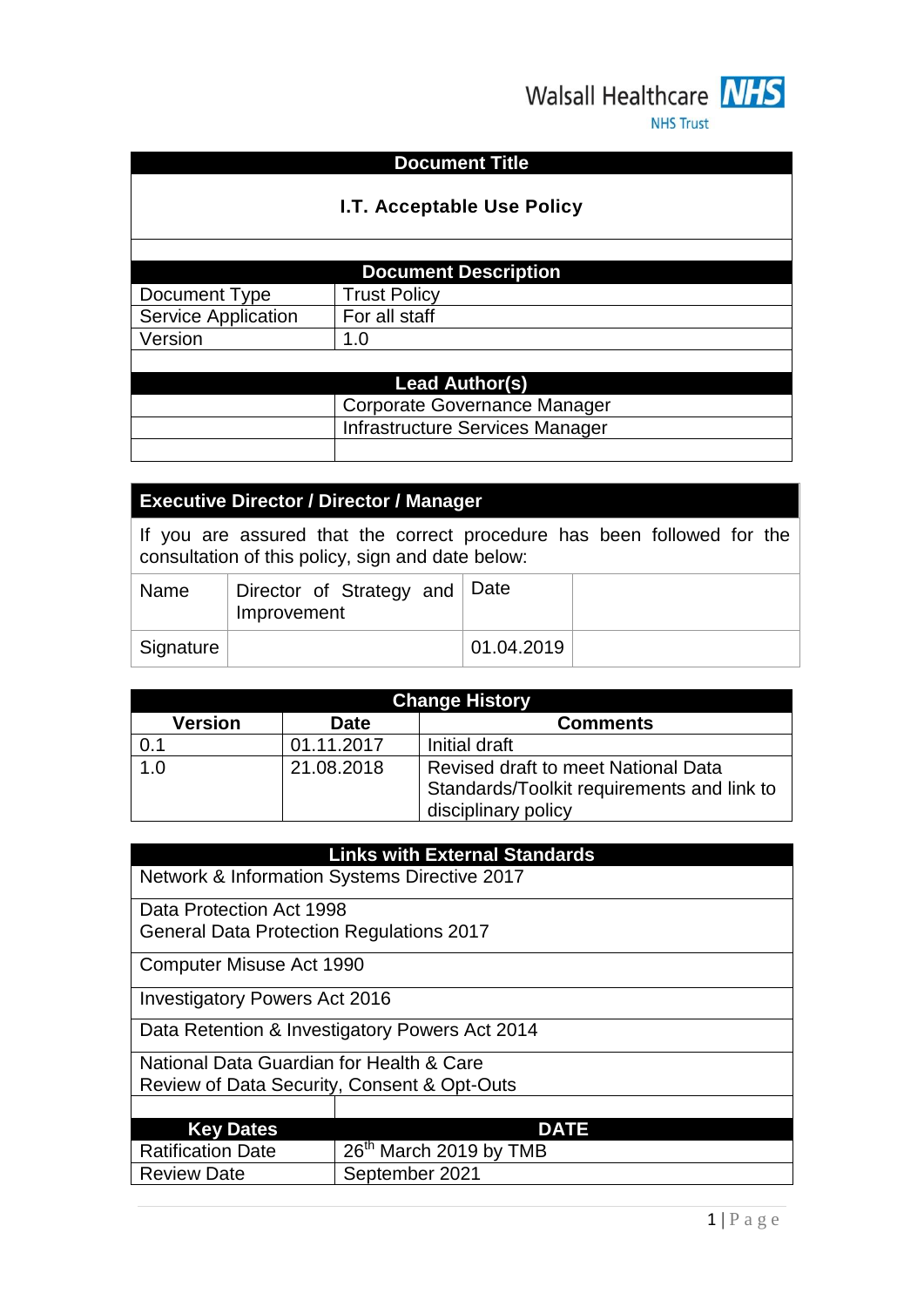Walsall Healthcare NHS Trust

| Document Title | |
|---|---|
| **I.T. Acceptable Use Policy** | |

| Document Description | |
|---|---|
| Document Type | Trust Policy |
| Service Application | For all staff |
| Version | 1.0 |

| Lead Author(s) | |
|---|---|
| | Corporate Governance Manager |
| | Infrastructure Services Manager |
| | |

| Executive Director / Director / Manager | | | |
|---|---|---|---|
| If you are assured that the correct procedure has been followed for the consultation of this policy, sign and date below: | | | |
| Name | Director of Strategy and Improvement | Date | |
| Signature | | 01.04.2019 | |

| Change History | | |
|---|---|---|
| **Version** | **Date** | **Comments** |
| 0.1 | 01.11.2017 | Initial draft |
| 1.0 | 21.08.2018 | Revised draft to meet National Data Standards/Toolkit requirements and link to disciplinary policy |

| Links with External Standards |
|---|
| Network & Information Systems Directive 2017 |
| Data Protection Act 1998<br>General Data Protection Regulations 2017 |
| Computer Misuse Act 1990 |
| Investigatory Powers Act 2016 |
| Data Retention & Investigatory Powers Act 2014 |
| National Data Guardian for Health & Care<br>Review of Data Security, Consent & Opt-Outs |

| Key Dates | DATE |
|---|---|
| Ratification Date | 26th March 2019 by TMB |
| Review Date | September 2021 |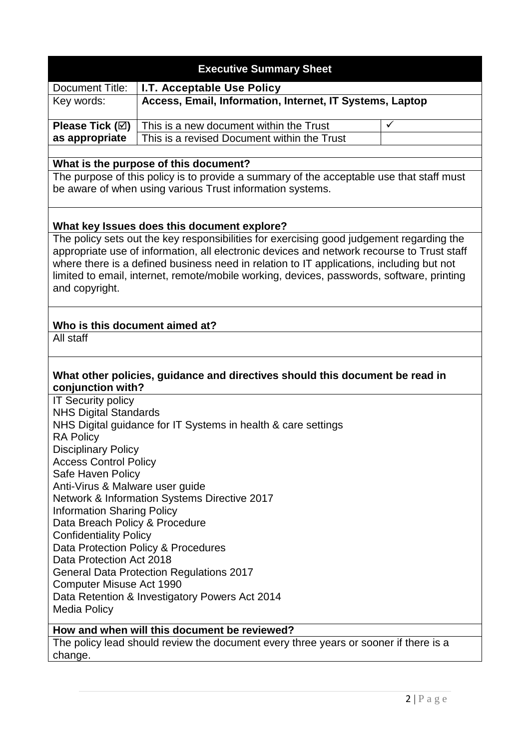| Executive Summary Sheet | | |
|---|---|---|
| Document Title: | **I.T. Acceptable Use Policy** | |
| Key words: | **Access, Email, Information, Internet, IT Systems, Laptop** | |
| **Please Tick (☑) as appropriate** | This is a new document within the Trust | ✓ |
| | This is a revised Document within the Trust | |

**What is the purpose of this document?**

The purpose of this policy is to provide a summary of the acceptable use that staff must be aware of when using various Trust information systems.

**What key Issues does this document explore?**

The policy sets out the key responsibilities for exercising good judgement regarding the appropriate use of information, all electronic devices and network recourse to Trust staff where there is a defined business need in relation to IT applications, including but not limited to email, internet, remote/mobile working, devices, passwords, software, printing and copyright.

**Who is this document aimed at?**

All staff

**What other policies, guidance and directives should this document be read in conjunction with?**

IT Security policy
NHS Digital Standards
NHS Digital guidance for IT Systems in health & care settings
RA Policy
Disciplinary Policy
Access Control Policy
Safe Haven Policy
Anti-Virus & Malware user guide
Network & Information Systems Directive 2017
Information Sharing Policy
Data Breach Policy & Procedure
Confidentiality Policy
Data Protection Policy & Procedures
Data Protection Act 2018
General Data Protection Regulations 2017
Computer Misuse Act 1990
Data Retention & Investigatory Powers Act 2014
Media Policy

**How and when will this document be reviewed?**

The policy lead should review the document every three years or sooner if there is a change.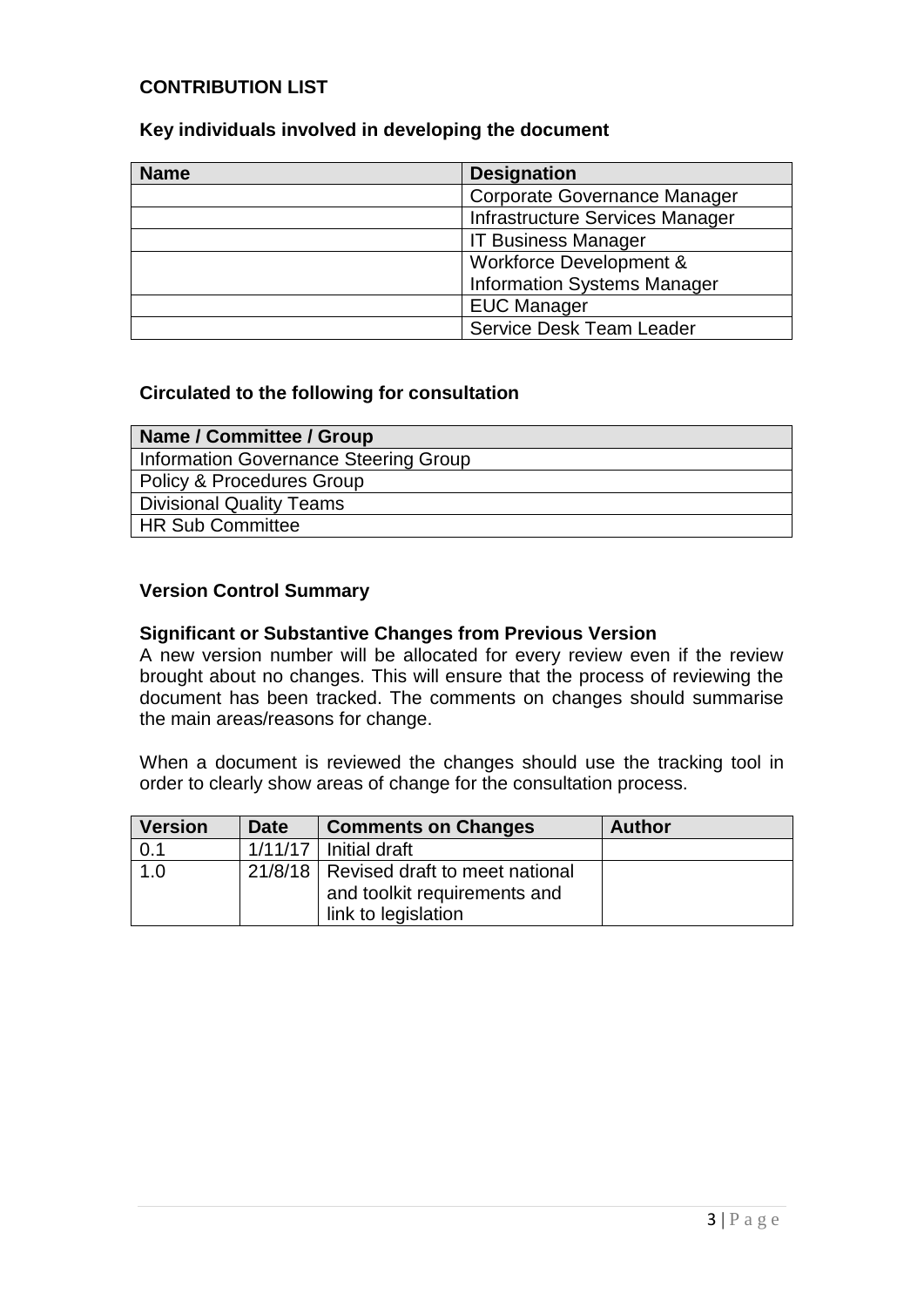## CONTRIBUTION LIST

### Key individuals involved in developing the document

| Name | Designation |
|---|---|
| | Corporate Governance Manager |
| | Infrastructure Services Manager |
| | IT Business Manager |
| | Workforce Development & Information Systems Manager |
| | EUC Manager |
| | Service Desk Team Leader |

### Circulated to the following for consultation

| Name / Committee / Group |
|---|
| Information Governance Steering Group |
| Policy & Procedures Group |
| Divisional Quality Teams |
| HR Sub Committee |

### Version Control Summary

**Significant or Substantive Changes from Previous Version**

A new version number will be allocated for every review even if the review brought about no changes. This will ensure that the process of reviewing the document has been tracked. The comments on changes should summarise the main areas/reasons for change.

When a document is reviewed the changes should use the tracking tool in order to clearly show areas of change for the consultation process.

| Version | Date | Comments on Changes | Author |
|---|---|---|---|
| 0.1 | 1/11/17 | Initial draft | |
| 1.0 | 21/8/18 | Revised draft to meet national and toolkit requirements and link to legislation | |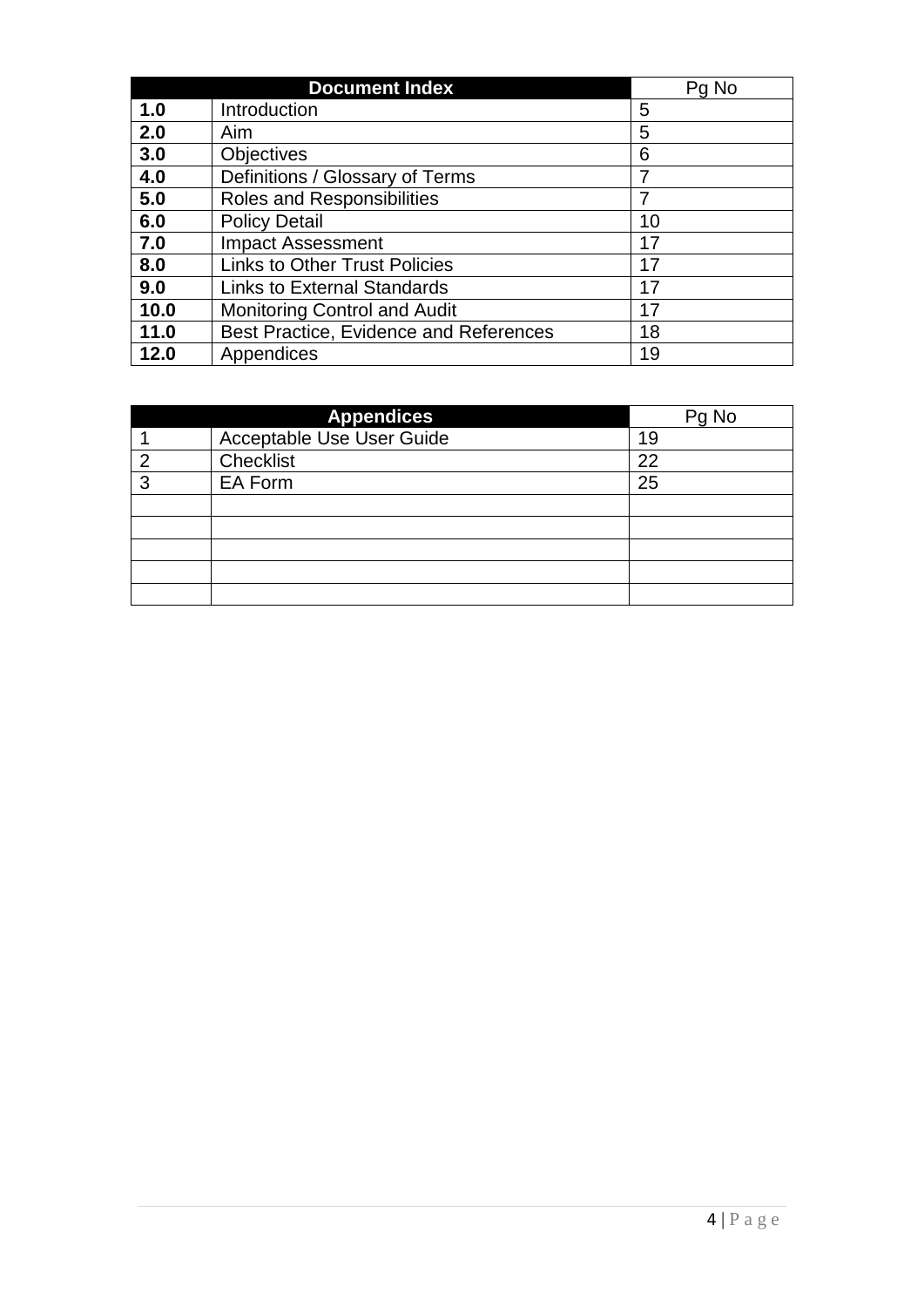| Document Index | | Pg No |
|---|---|---|
| **1.0** | Introduction | 5 |
| **2.0** | Aim | 5 |
| **3.0** | Objectives | 6 |
| **4.0** | Definitions / Glossary of Terms | 7 |
| **5.0** | Roles and Responsibilities | 7 |
| **6.0** | Policy Detail | 10 |
| **7.0** | Impact Assessment | 17 |
| **8.0** | Links to Other Trust Policies | 17 |
| **9.0** | Links to External Standards | 17 |
| **10.0** | Monitoring Control and Audit | 17 |
| **11.0** | Best Practice, Evidence and References | 18 |
| **12.0** | Appendices | 19 |

| Appendices | | Pg No |
|---|---|---|
| 1 | Acceptable Use User Guide | 19 |
| 2 | Checklist | 22 |
| 3 | EA Form | 25 |
| | | |
| | | |
| | | |
| | | |
| | | |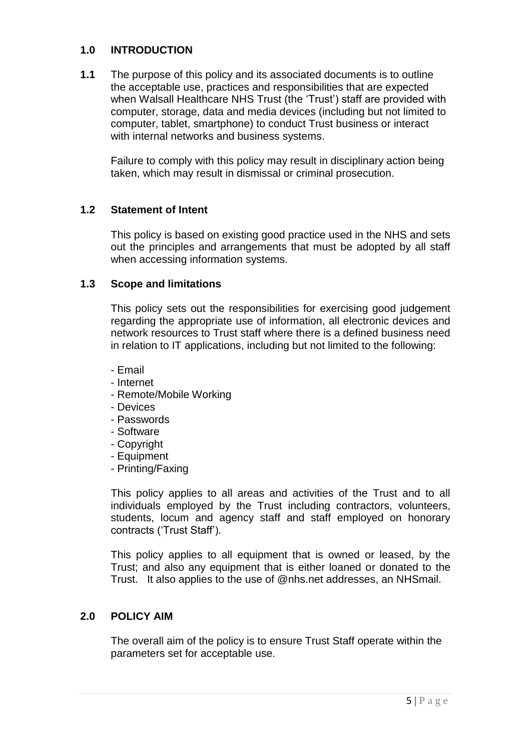## 1.0 INTRODUCTION

**1.1** The purpose of this policy and its associated documents is to outline the acceptable use, practices and responsibilities that are expected when Walsall Healthcare NHS Trust (the 'Trust') staff are provided with computer, storage, data and media devices (including but not limited to computer, tablet, smartphone) to conduct Trust business or interact with internal networks and business systems.

Failure to comply with this policy may result in disciplinary action being taken, which may result in dismissal or criminal prosecution.

### 1.2 Statement of Intent

This policy is based on existing good practice used in the NHS and sets out the principles and arrangements that must be adopted by all staff when accessing information systems.

### 1.3 Scope and limitations

This policy sets out the responsibilities for exercising good judgement regarding the appropriate use of information, all electronic devices and network resources to Trust staff where there is a defined business need in relation to IT applications, including but not limited to the following:

- Email
- Internet
- Remote/Mobile Working
- Devices
- Passwords
- Software
- Copyright
- Equipment
- Printing/Faxing

This policy applies to all areas and activities of the Trust and to all individuals employed by the Trust including contractors, volunteers, students, locum and agency staff and staff employed on honorary contracts ('Trust Staff').

This policy applies to all equipment that is owned or leased, by the Trust; and also any equipment that is either loaned or donated to the Trust. It also applies to the use of @nhs.net addresses, an NHSmail.

## 2.0 POLICY AIM

The overall aim of the policy is to ensure Trust Staff operate within the parameters set for acceptable use.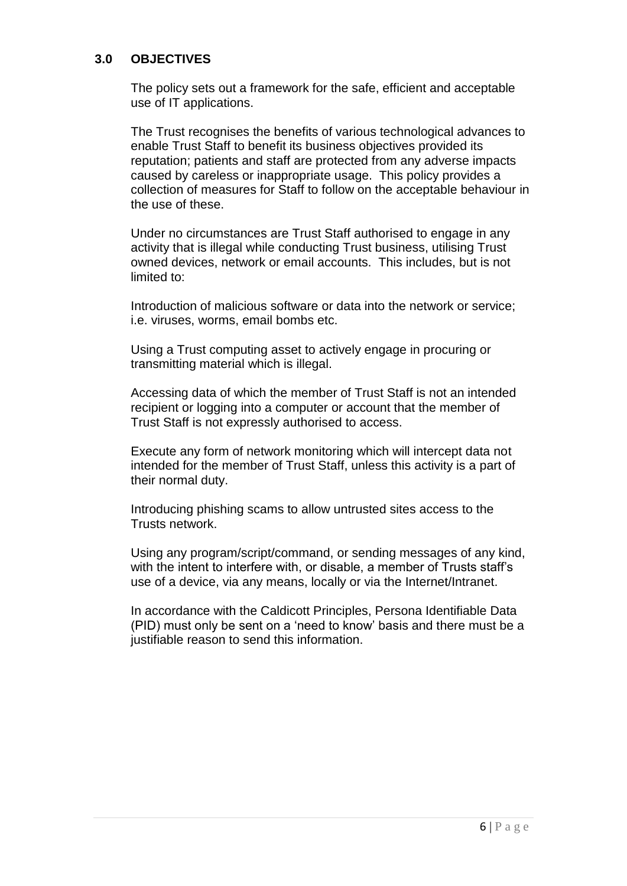## 3.0 OBJECTIVES

The policy sets out a framework for the safe, efficient and acceptable use of IT applications.

The Trust recognises the benefits of various technological advances to enable Trust Staff to benefit its business objectives provided its reputation; patients and staff are protected from any adverse impacts caused by careless or inappropriate usage. This policy provides a collection of measures for Staff to follow on the acceptable behaviour in the use of these.

Under no circumstances are Trust Staff authorised to engage in any activity that is illegal while conducting Trust business, utilising Trust owned devices, network or email accounts. This includes, but is not limited to:

Introduction of malicious software or data into the network or service; i.e. viruses, worms, email bombs etc.

Using a Trust computing asset to actively engage in procuring or transmitting material which is illegal.

Accessing data of which the member of Trust Staff is not an intended recipient or logging into a computer or account that the member of Trust Staff is not expressly authorised to access.

Execute any form of network monitoring which will intercept data not intended for the member of Trust Staff, unless this activity is a part of their normal duty.

Introducing phishing scams to allow untrusted sites access to the Trusts network.

Using any program/script/command, or sending messages of any kind, with the intent to interfere with, or disable, a member of Trusts staff's use of a device, via any means, locally or via the Internet/Intranet.

In accordance with the Caldicott Principles, Persona Identifiable Data (PID) must only be sent on a 'need to know' basis and there must be a justifiable reason to send this information.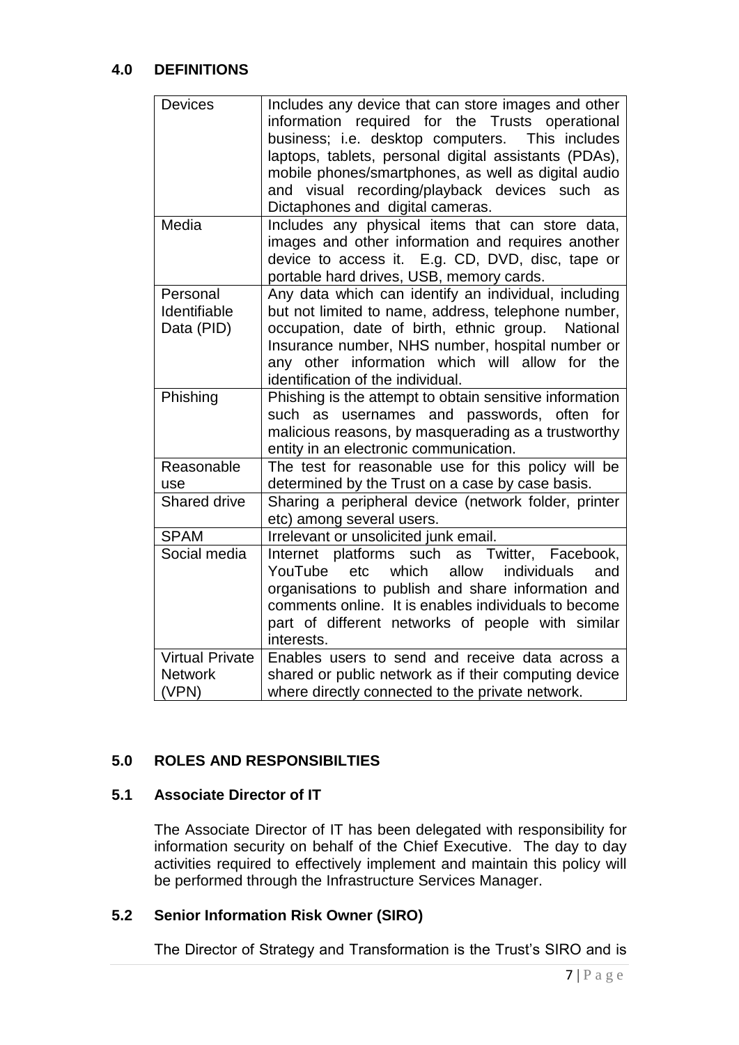## 4.0 DEFINITIONS

| | |
|---|---|
| Devices | Includes any device that can store images and other information required for the Trusts operational business; i.e. desktop computers. This includes laptops, tablets, personal digital assistants (PDAs), mobile phones/smartphones, as well as digital audio and visual recording/playback devices such as Dictaphones and digital cameras. |
| Media | Includes any physical items that can store data, images and other information and requires another device to access it. E.g. CD, DVD, disc, tape or portable hard drives, USB, memory cards. |
| Personal Identifiable Data (PID) | Any data which can identify an individual, including but not limited to name, address, telephone number, occupation, date of birth, ethnic group. National Insurance number, NHS number, hospital number or any other information which will allow for the identification of the individual. |
| Phishing | Phishing is the attempt to obtain sensitive information such as usernames and passwords, often for malicious reasons, by masquerading as a trustworthy entity in an electronic communication. |
| Reasonable use | The test for reasonable use for this policy will be determined by the Trust on a case by case basis. |
| Shared drive | Sharing a peripheral device (network folder, printer etc) among several users. |
| SPAM | Irrelevant or unsolicited junk email. |
| Social media | Internet platforms such as Twitter, Facebook, YouTube etc which allow individuals and organisations to publish and share information and comments online. It is enables individuals to become part of different networks of people with similar interests. |
| Virtual Private Network (VPN) | Enables users to send and receive data across a shared or public network as if their computing device where directly connected to the private network. |

## 5.0 ROLES AND RESPONSIBILTIES

### 5.1 Associate Director of IT

The Associate Director of IT has been delegated with responsibility for information security on behalf of the Chief Executive. The day to day activities required to effectively implement and maintain this policy will be performed through the Infrastructure Services Manager.

### 5.2 Senior Information Risk Owner (SIRO)

The Director of Strategy and Transformation is the Trust's SIRO and is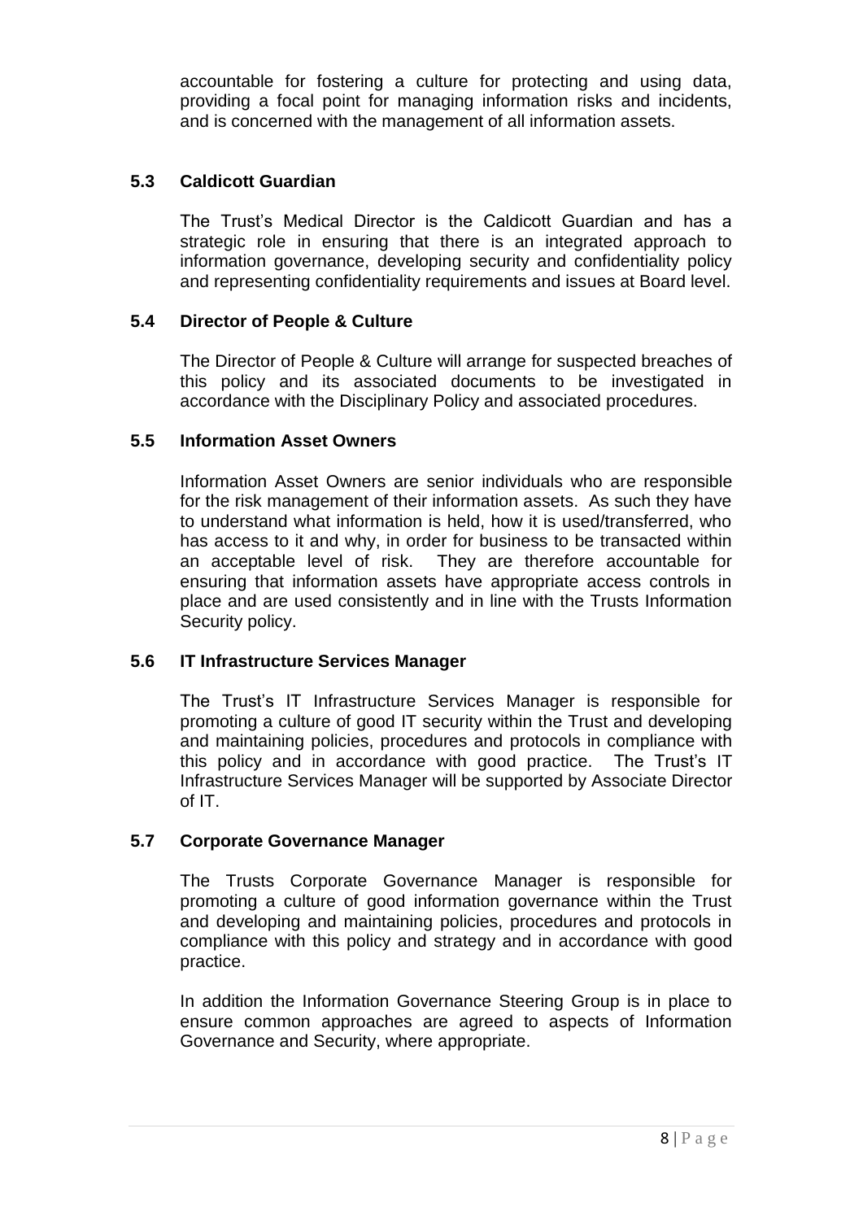accountable for fostering a culture for protecting and using data, providing a focal point for managing information risks and incidents, and is concerned with the management of all information assets.

### 5.3 Caldicott Guardian

The Trust's Medical Director is the Caldicott Guardian and has a strategic role in ensuring that there is an integrated approach to information governance, developing security and confidentiality policy and representing confidentiality requirements and issues at Board level.

### 5.4 Director of People & Culture

The Director of People & Culture will arrange for suspected breaches of this policy and its associated documents to be investigated in accordance with the Disciplinary Policy and associated procedures.

### 5.5 Information Asset Owners

Information Asset Owners are senior individuals who are responsible for the risk management of their information assets. As such they have to understand what information is held, how it is used/transferred, who has access to it and why, in order for business to be transacted within an acceptable level of risk. They are therefore accountable for ensuring that information assets have appropriate access controls in place and are used consistently and in line with the Trusts Information Security policy.

### 5.6 IT Infrastructure Services Manager

The Trust's IT Infrastructure Services Manager is responsible for promoting a culture of good IT security within the Trust and developing and maintaining policies, procedures and protocols in compliance with this policy and in accordance with good practice. The Trust's IT Infrastructure Services Manager will be supported by Associate Director of IT.

### 5.7 Corporate Governance Manager

The Trusts Corporate Governance Manager is responsible for promoting a culture of good information governance within the Trust and developing and maintaining policies, procedures and protocols in compliance with this policy and strategy and in accordance with good practice.

In addition the Information Governance Steering Group is in place to ensure common approaches are agreed to aspects of Information Governance and Security, where appropriate.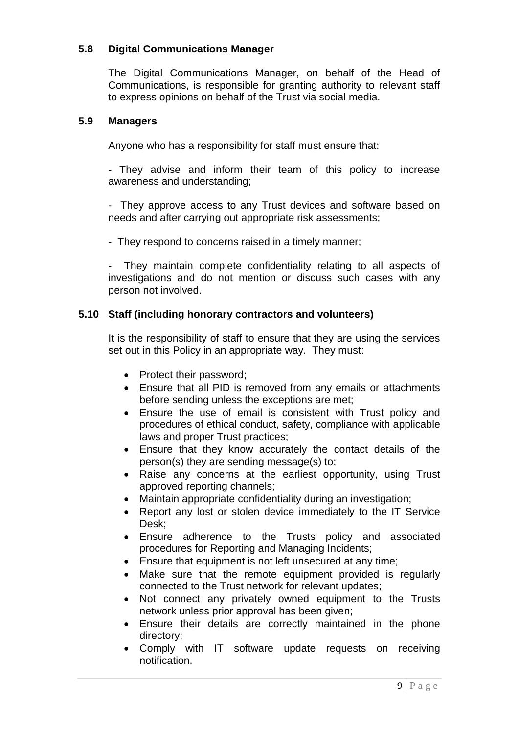### 5.8 Digital Communications Manager

The Digital Communications Manager, on behalf of the Head of Communications, is responsible for granting authority to relevant staff to express opinions on behalf of the Trust via social media.

### 5.9 Managers

Anyone who has a responsibility for staff must ensure that:

- They advise and inform their team of this policy to increase awareness and understanding;

- They approve access to any Trust devices and software based on needs and after carrying out appropriate risk assessments;

- They respond to concerns raised in a timely manner;

- They maintain complete confidentiality relating to all aspects of investigations and do not mention or discuss such cases with any person not involved.

### 5.10 Staff (including honorary contractors and volunteers)

It is the responsibility of staff to ensure that they are using the services set out in this Policy in an appropriate way. They must:

- Protect their password;
- Ensure that all PID is removed from any emails or attachments before sending unless the exceptions are met;
- Ensure the use of email is consistent with Trust policy and procedures of ethical conduct, safety, compliance with applicable laws and proper Trust practices;
- Ensure that they know accurately the contact details of the person(s) they are sending message(s) to;
- Raise any concerns at the earliest opportunity, using Trust approved reporting channels;
- Maintain appropriate confidentiality during an investigation;
- Report any lost or stolen device immediately to the IT Service Desk;
- Ensure adherence to the Trusts policy and associated procedures for Reporting and Managing Incidents;
- Ensure that equipment is not left unsecured at any time;
- Make sure that the remote equipment provided is regularly connected to the Trust network for relevant updates;
- Not connect any privately owned equipment to the Trusts network unless prior approval has been given;
- Ensure their details are correctly maintained in the phone directory;
- Comply with IT software update requests on receiving notification.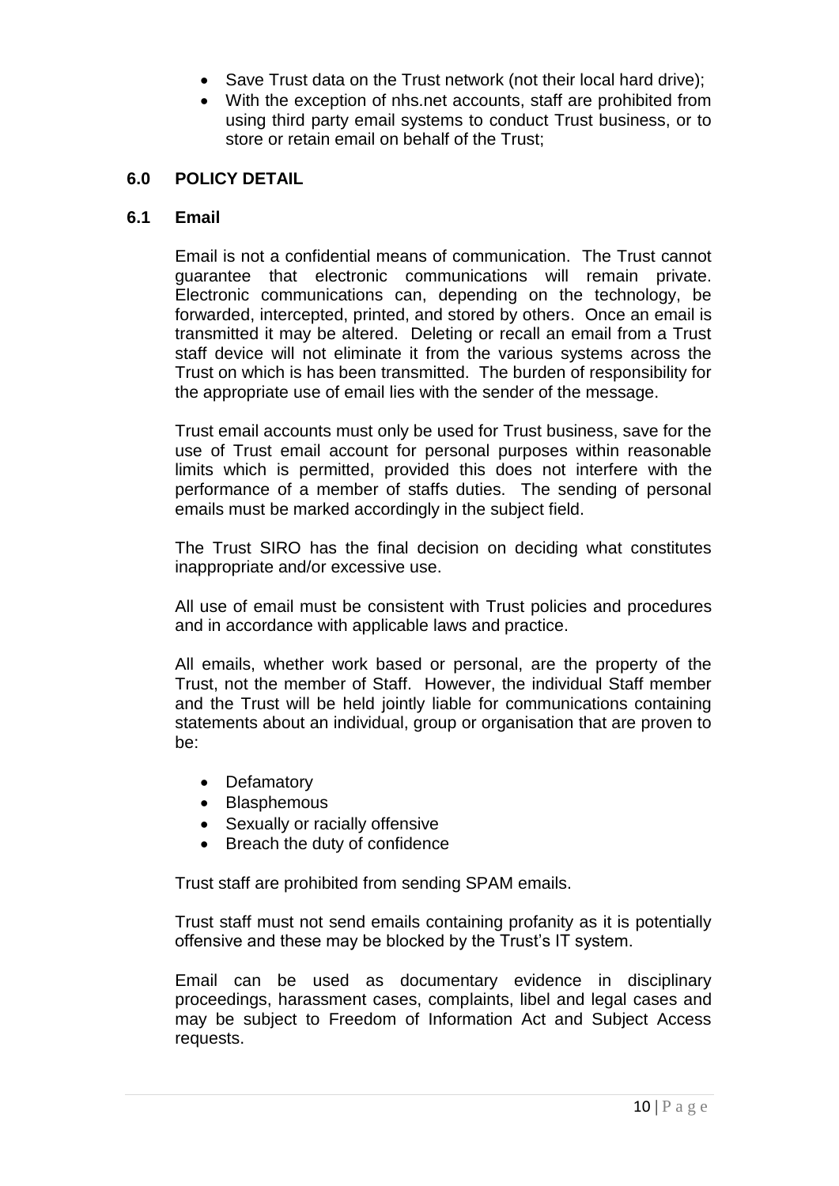- Save Trust data on the Trust network (not their local hard drive);
- With the exception of nhs.net accounts, staff are prohibited from using third party email systems to conduct Trust business, or to store or retain email on behalf of the Trust;

## 6.0 POLICY DETAIL

### 6.1 Email

Email is not a confidential means of communication. The Trust cannot guarantee that electronic communications will remain private. Electronic communications can, depending on the technology, be forwarded, intercepted, printed, and stored by others. Once an email is transmitted it may be altered. Deleting or recall an email from a Trust staff device will not eliminate it from the various systems across the Trust on which is has been transmitted. The burden of responsibility for the appropriate use of email lies with the sender of the message.

Trust email accounts must only be used for Trust business, save for the use of Trust email account for personal purposes within reasonable limits which is permitted, provided this does not interfere with the performance of a member of staffs duties. The sending of personal emails must be marked accordingly in the subject field.

The Trust SIRO has the final decision on deciding what constitutes inappropriate and/or excessive use.

All use of email must be consistent with Trust policies and procedures and in accordance with applicable laws and practice.

All emails, whether work based or personal, are the property of the Trust, not the member of Staff. However, the individual Staff member and the Trust will be held jointly liable for communications containing statements about an individual, group or organisation that are proven to be:

- Defamatory
- Blasphemous
- Sexually or racially offensive
- Breach the duty of confidence

Trust staff are prohibited from sending SPAM emails.

Trust staff must not send emails containing profanity as it is potentially offensive and these may be blocked by the Trust's IT system.

Email can be used as documentary evidence in disciplinary proceedings, harassment cases, complaints, libel and legal cases and may be subject to Freedom of Information Act and Subject Access requests.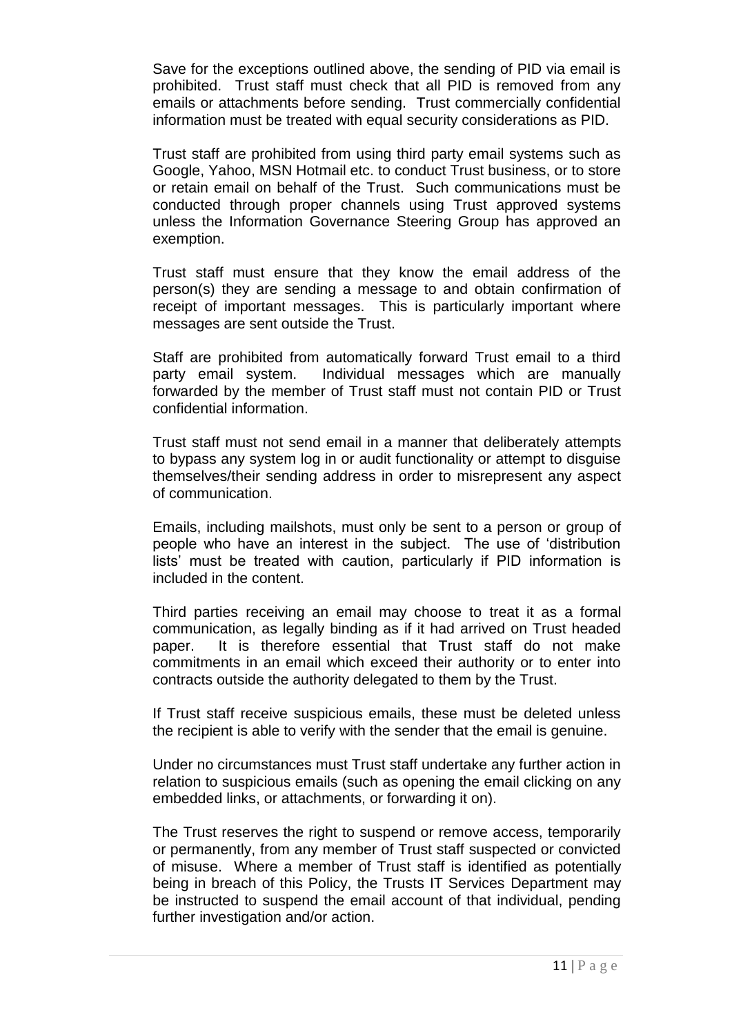Save for the exceptions outlined above, the sending of PID via email is prohibited. Trust staff must check that all PID is removed from any emails or attachments before sending. Trust commercially confidential information must be treated with equal security considerations as PID.

Trust staff are prohibited from using third party email systems such as Google, Yahoo, MSN Hotmail etc. to conduct Trust business, or to store or retain email on behalf of the Trust. Such communications must be conducted through proper channels using Trust approved systems unless the Information Governance Steering Group has approved an exemption.

Trust staff must ensure that they know the email address of the person(s) they are sending a message to and obtain confirmation of receipt of important messages. This is particularly important where messages are sent outside the Trust.

Staff are prohibited from automatically forward Trust email to a third party email system. Individual messages which are manually forwarded by the member of Trust staff must not contain PID or Trust confidential information.

Trust staff must not send email in a manner that deliberately attempts to bypass any system log in or audit functionality or attempt to disguise themselves/their sending address in order to misrepresent any aspect of communication.

Emails, including mailshots, must only be sent to a person or group of people who have an interest in the subject. The use of 'distribution lists' must be treated with caution, particularly if PID information is included in the content.

Third parties receiving an email may choose to treat it as a formal communication, as legally binding as if it had arrived on Trust headed paper. It is therefore essential that Trust staff do not make commitments in an email which exceed their authority or to enter into contracts outside the authority delegated to them by the Trust.

If Trust staff receive suspicious emails, these must be deleted unless the recipient is able to verify with the sender that the email is genuine.

Under no circumstances must Trust staff undertake any further action in relation to suspicious emails (such as opening the email clicking on any embedded links, or attachments, or forwarding it on).

The Trust reserves the right to suspend or remove access, temporarily or permanently, from any member of Trust staff suspected or convicted of misuse. Where a member of Trust staff is identified as potentially being in breach of this Policy, the Trusts IT Services Department may be instructed to suspend the email account of that individual, pending further investigation and/or action.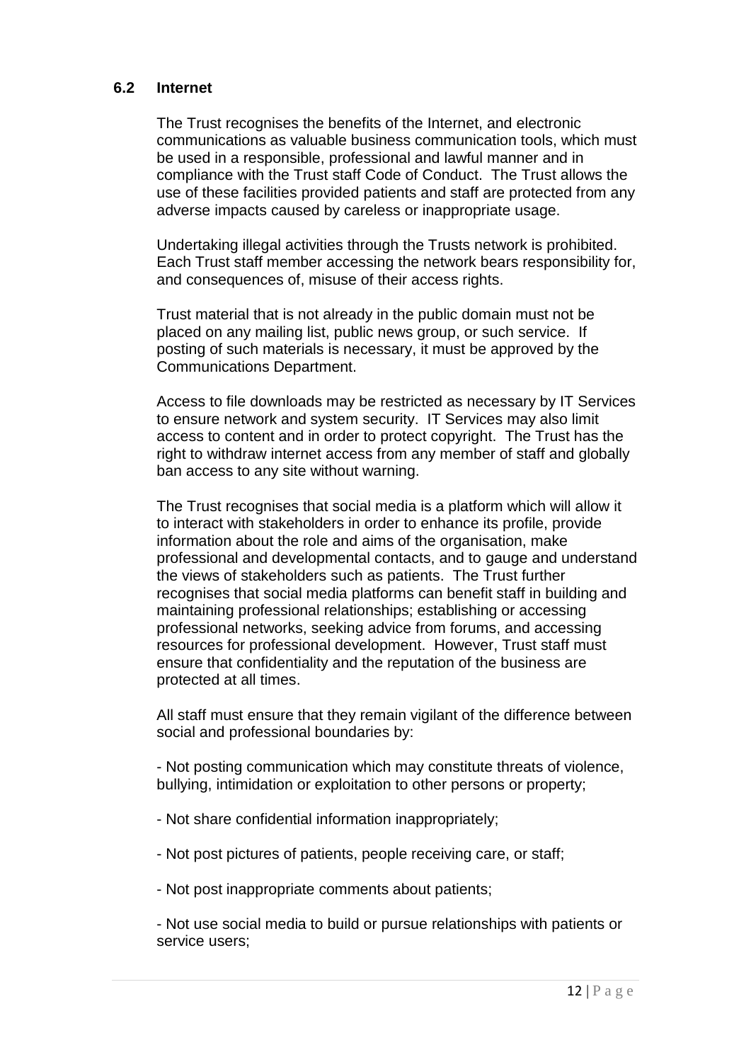### 6.2 Internet

The Trust recognises the benefits of the Internet, and electronic communications as valuable business communication tools, which must be used in a responsible, professional and lawful manner and in compliance with the Trust staff Code of Conduct. The Trust allows the use of these facilities provided patients and staff are protected from any adverse impacts caused by careless or inappropriate usage.

Undertaking illegal activities through the Trusts network is prohibited. Each Trust staff member accessing the network bears responsibility for, and consequences of, misuse of their access rights.

Trust material that is not already in the public domain must not be placed on any mailing list, public news group, or such service. If posting of such materials is necessary, it must be approved by the Communications Department.

Access to file downloads may be restricted as necessary by IT Services to ensure network and system security. IT Services may also limit access to content and in order to protect copyright. The Trust has the right to withdraw internet access from any member of staff and globally ban access to any site without warning.

The Trust recognises that social media is a platform which will allow it to interact with stakeholders in order to enhance its profile, provide information about the role and aims of the organisation, make professional and developmental contacts, and to gauge and understand the views of stakeholders such as patients. The Trust further recognises that social media platforms can benefit staff in building and maintaining professional relationships; establishing or accessing professional networks, seeking advice from forums, and accessing resources for professional development. However, Trust staff must ensure that confidentiality and the reputation of the business are protected at all times.

All staff must ensure that they remain vigilant of the difference between social and professional boundaries by:

- Not posting communication which may constitute threats of violence, bullying, intimidation or exploitation to other persons or property;

- Not share confidential information inappropriately;

- Not post pictures of patients, people receiving care, or staff;

- Not post inappropriate comments about patients;

- Not use social media to build or pursue relationships with patients or service users;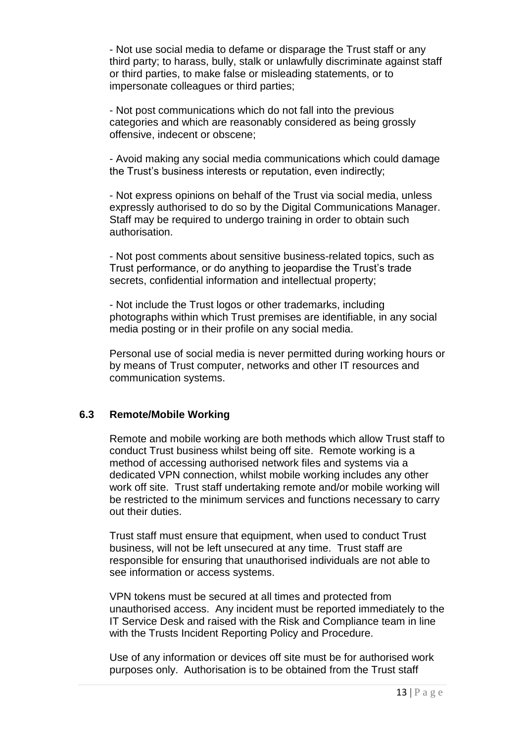- Not use social media to defame or disparage the Trust staff or any third party; to harass, bully, stalk or unlawfully discriminate against staff or third parties, to make false or misleading statements, or to impersonate colleagues or third parties;

- Not post communications which do not fall into the previous categories and which are reasonably considered as being grossly offensive, indecent or obscene;

- Avoid making any social media communications which could damage the Trust's business interests or reputation, even indirectly;

- Not express opinions on behalf of the Trust via social media, unless expressly authorised to do so by the Digital Communications Manager. Staff may be required to undergo training in order to obtain such authorisation.

- Not post comments about sensitive business-related topics, such as Trust performance, or do anything to jeopardise the Trust's trade secrets, confidential information and intellectual property;

- Not include the Trust logos or other trademarks, including photographs within which Trust premises are identifiable, in any social media posting or in their profile on any social media.

Personal use of social media is never permitted during working hours or by means of Trust computer, networks and other IT resources and communication systems.

### 6.3 Remote/Mobile Working

Remote and mobile working are both methods which allow Trust staff to conduct Trust business whilst being off site. Remote working is a method of accessing authorised network files and systems via a dedicated VPN connection, whilst mobile working includes any other work off site. Trust staff undertaking remote and/or mobile working will be restricted to the minimum services and functions necessary to carry out their duties.

Trust staff must ensure that equipment, when used to conduct Trust business, will not be left unsecured at any time. Trust staff are responsible for ensuring that unauthorised individuals are not able to see information or access systems.

VPN tokens must be secured at all times and protected from unauthorised access. Any incident must be reported immediately to the IT Service Desk and raised with the Risk and Compliance team in line with the Trusts Incident Reporting Policy and Procedure.

Use of any information or devices off site must be for authorised work purposes only. Authorisation is to be obtained from the Trust staff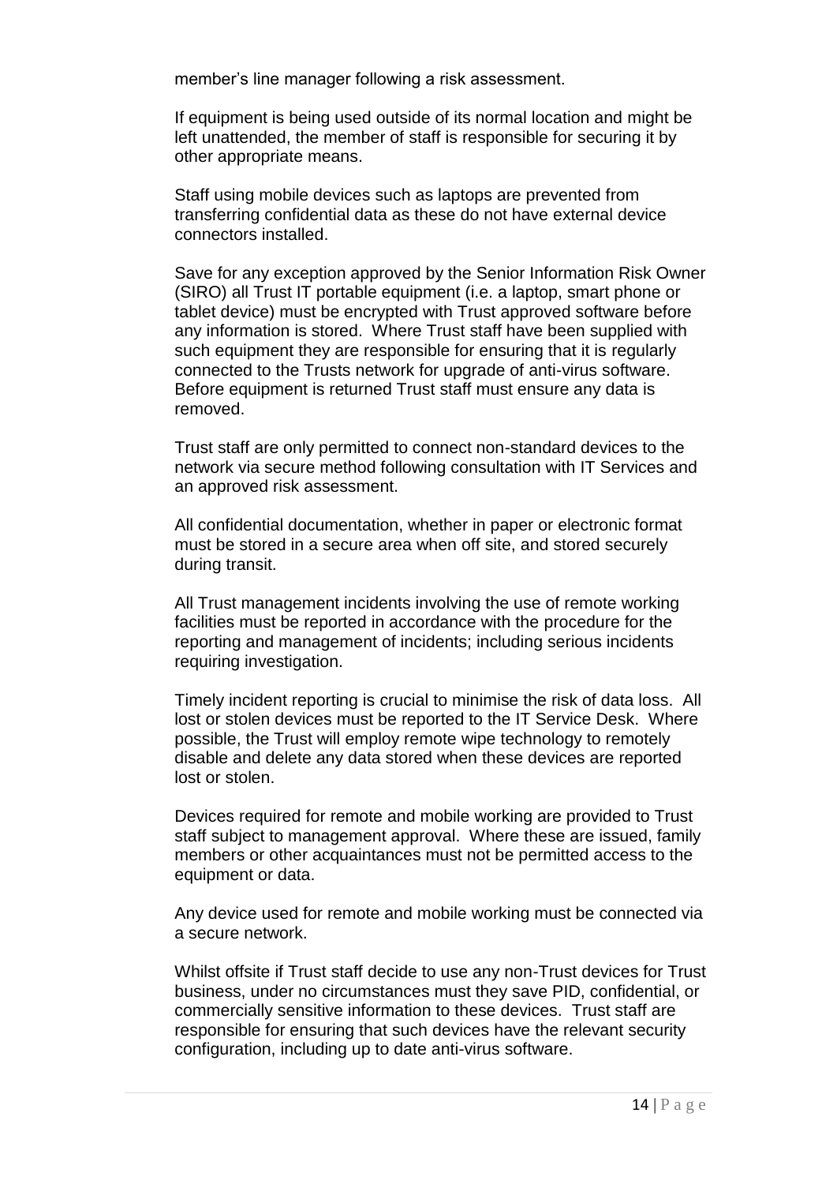member's line manager following a risk assessment.

If equipment is being used outside of its normal location and might be left unattended, the member of staff is responsible for securing it by other appropriate means.

Staff using mobile devices such as laptops are prevented from transferring confidential data as these do not have external device connectors installed.

Save for any exception approved by the Senior Information Risk Owner (SIRO) all Trust IT portable equipment (i.e. a laptop, smart phone or tablet device) must be encrypted with Trust approved software before any information is stored. Where Trust staff have been supplied with such equipment they are responsible for ensuring that it is regularly connected to the Trusts network for upgrade of anti-virus software. Before equipment is returned Trust staff must ensure any data is removed.

Trust staff are only permitted to connect non-standard devices to the network via secure method following consultation with IT Services and an approved risk assessment.

All confidential documentation, whether in paper or electronic format must be stored in a secure area when off site, and stored securely during transit.

All Trust management incidents involving the use of remote working facilities must be reported in accordance with the procedure for the reporting and management of incidents; including serious incidents requiring investigation.

Timely incident reporting is crucial to minimise the risk of data loss. All lost or stolen devices must be reported to the IT Service Desk. Where possible, the Trust will employ remote wipe technology to remotely disable and delete any data stored when these devices are reported lost or stolen.

Devices required for remote and mobile working are provided to Trust staff subject to management approval. Where these are issued, family members or other acquaintances must not be permitted access to the equipment or data.

Any device used for remote and mobile working must be connected via a secure network.

Whilst offsite if Trust staff decide to use any non-Trust devices for Trust business, under no circumstances must they save PID, confidential, or commercially sensitive information to these devices. Trust staff are responsible for ensuring that such devices have the relevant security configuration, including up to date anti-virus software.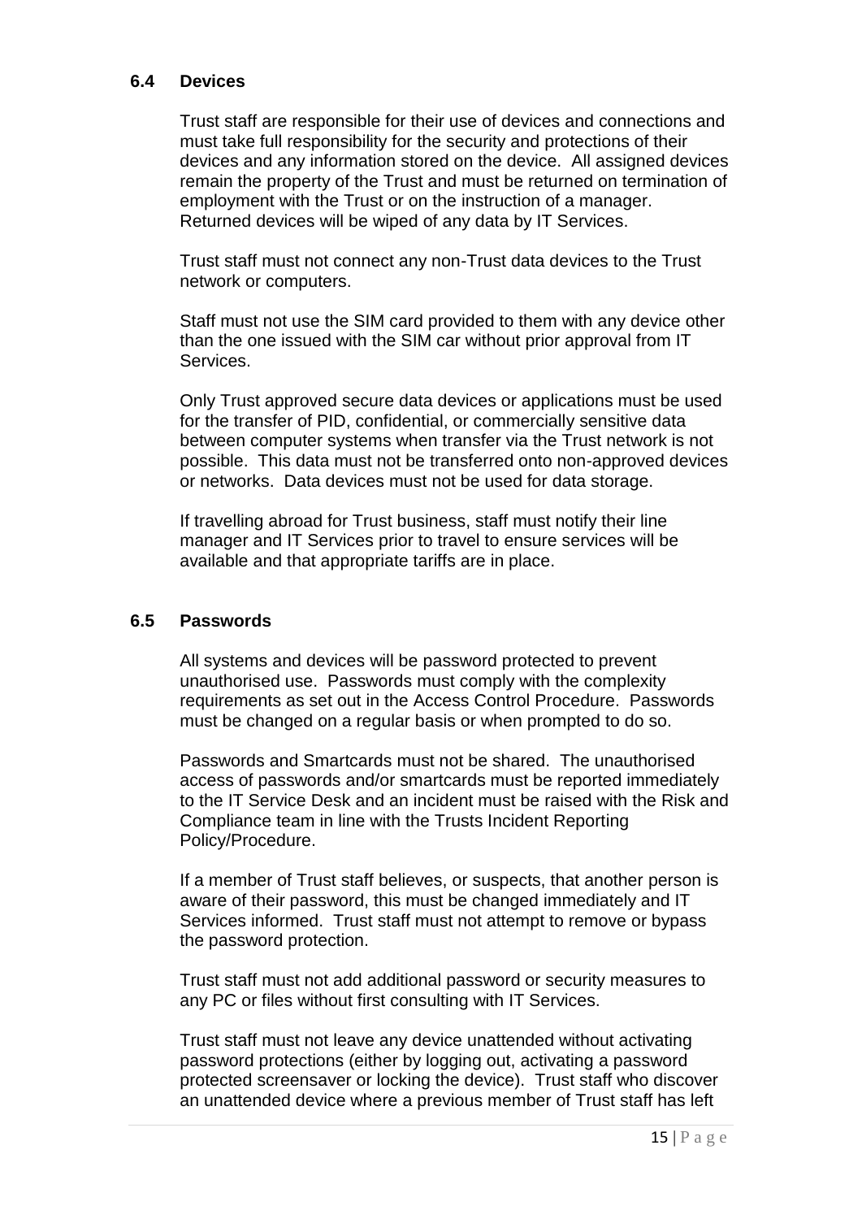### 6.4 Devices

Trust staff are responsible for their use of devices and connections and must take full responsibility for the security and protections of their devices and any information stored on the device. All assigned devices remain the property of the Trust and must be returned on termination of employment with the Trust or on the instruction of a manager. Returned devices will be wiped of any data by IT Services.

Trust staff must not connect any non-Trust data devices to the Trust network or computers.

Staff must not use the SIM card provided to them with any device other than the one issued with the SIM car without prior approval from IT Services.

Only Trust approved secure data devices or applications must be used for the transfer of PID, confidential, or commercially sensitive data between computer systems when transfer via the Trust network is not possible. This data must not be transferred onto non-approved devices or networks. Data devices must not be used for data storage.

If travelling abroad for Trust business, staff must notify their line manager and IT Services prior to travel to ensure services will be available and that appropriate tariffs are in place.

### 6.5 Passwords

All systems and devices will be password protected to prevent unauthorised use. Passwords must comply with the complexity requirements as set out in the Access Control Procedure. Passwords must be changed on a regular basis or when prompted to do so.

Passwords and Smartcards must not be shared. The unauthorised access of passwords and/or smartcards must be reported immediately to the IT Service Desk and an incident must be raised with the Risk and Compliance team in line with the Trusts Incident Reporting Policy/Procedure.

If a member of Trust staff believes, or suspects, that another person is aware of their password, this must be changed immediately and IT Services informed. Trust staff must not attempt to remove or bypass the password protection.

Trust staff must not add additional password or security measures to any PC or files without first consulting with IT Services.

Trust staff must not leave any device unattended without activating password protections (either by logging out, activating a password protected screensaver or locking the device). Trust staff who discover an unattended device where a previous member of Trust staff has left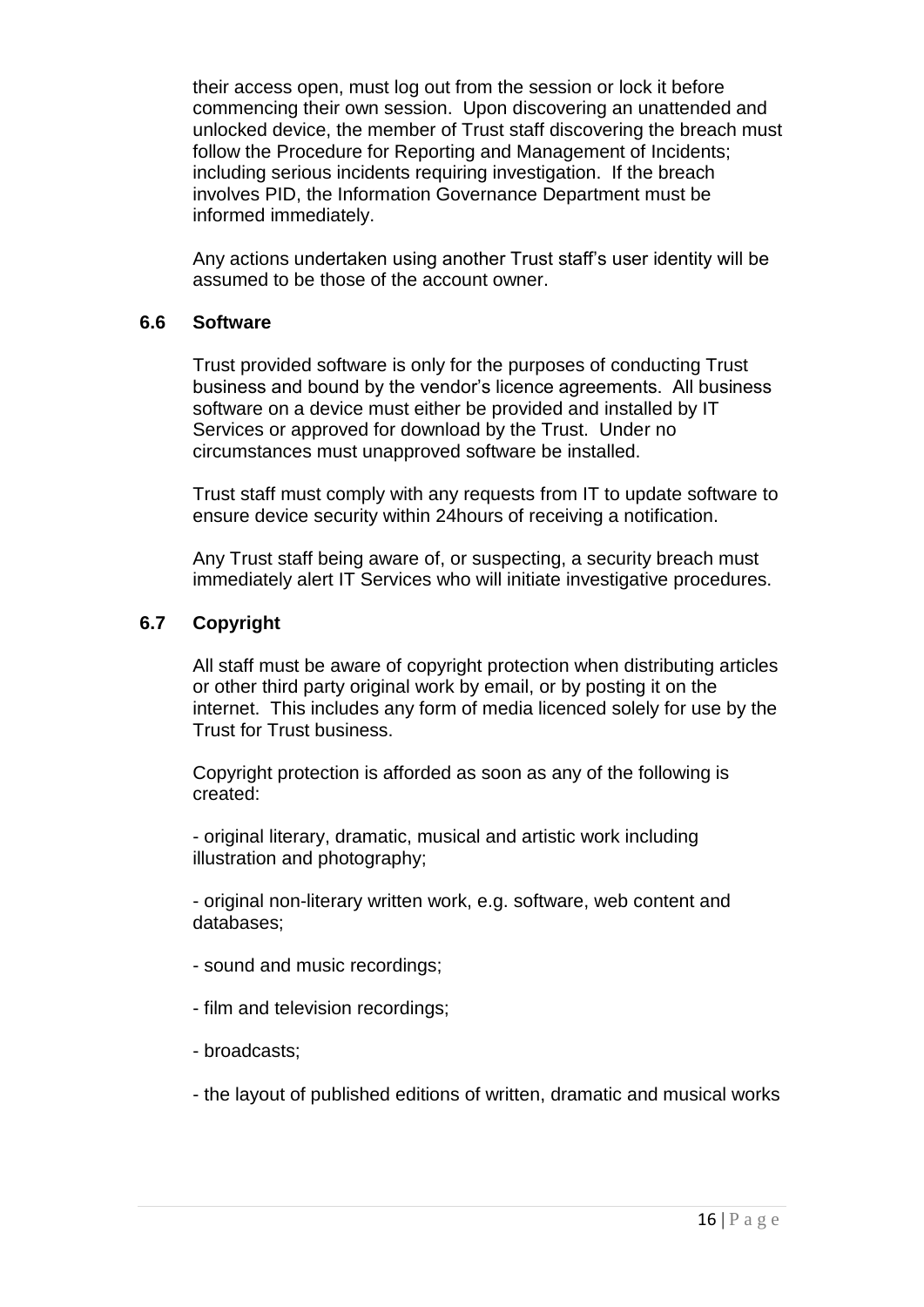their access open, must log out from the session or lock it before commencing their own session. Upon discovering an unattended and unlocked device, the member of Trust staff discovering the breach must follow the Procedure for Reporting and Management of Incidents; including serious incidents requiring investigation. If the breach involves PID, the Information Governance Department must be informed immediately.

Any actions undertaken using another Trust staff's user identity will be assumed to be those of the account owner.

### 6.6 Software

Trust provided software is only for the purposes of conducting Trust business and bound by the vendor's licence agreements. All business software on a device must either be provided and installed by IT Services or approved for download by the Trust. Under no circumstances must unapproved software be installed.

Trust staff must comply with any requests from IT to update software to ensure device security within 24hours of receiving a notification.

Any Trust staff being aware of, or suspecting, a security breach must immediately alert IT Services who will initiate investigative procedures.

### 6.7 Copyright

All staff must be aware of copyright protection when distributing articles or other third party original work by email, or by posting it on the internet. This includes any form of media licenced solely for use by the Trust for Trust business.

Copyright protection is afforded as soon as any of the following is created:

- original literary, dramatic, musical and artistic work including illustration and photography;

- original non-literary written work, e.g. software, web content and databases;

- sound and music recordings;

- film and television recordings;

- broadcasts;

- the layout of published editions of written, dramatic and musical works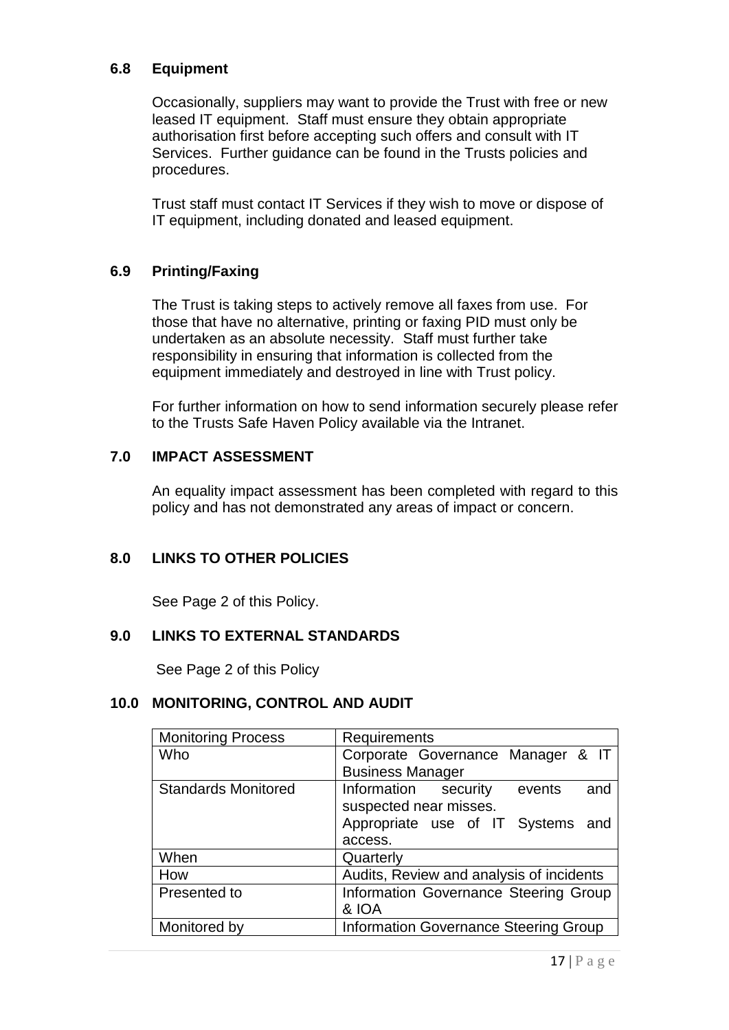### 6.8 Equipment

Occasionally, suppliers may want to provide the Trust with free or new leased IT equipment. Staff must ensure they obtain appropriate authorisation first before accepting such offers and consult with IT Services. Further guidance can be found in the Trusts policies and procedures.

Trust staff must contact IT Services if they wish to move or dispose of IT equipment, including donated and leased equipment.

### 6.9 Printing/Faxing

The Trust is taking steps to actively remove all faxes from use. For those that have no alternative, printing or faxing PID must only be undertaken as an absolute necessity. Staff must further take responsibility in ensuring that information is collected from the equipment immediately and destroyed in line with Trust policy.

For further information on how to send information securely please refer to the Trusts Safe Haven Policy available via the Intranet.

## 7.0 IMPACT ASSESSMENT

An equality impact assessment has been completed with regard to this policy and has not demonstrated any areas of impact or concern.

## 8.0 LINKS TO OTHER POLICIES

See Page 2 of this Policy.

## 9.0 LINKS TO EXTERNAL STANDARDS

See Page 2 of this Policy

## 10.0 MONITORING, CONTROL AND AUDIT

| Monitoring Process | Requirements |
|---|---|
| Who | Corporate Governance Manager & IT Business Manager |
| Standards Monitored | Information security events and suspected near misses. Appropriate use of IT Systems and access. |
| When | Quarterly |
| How | Audits, Review and analysis of incidents |
| Presented to | Information Governance Steering Group & IOA |
| Monitored by | Information Governance Steering Group |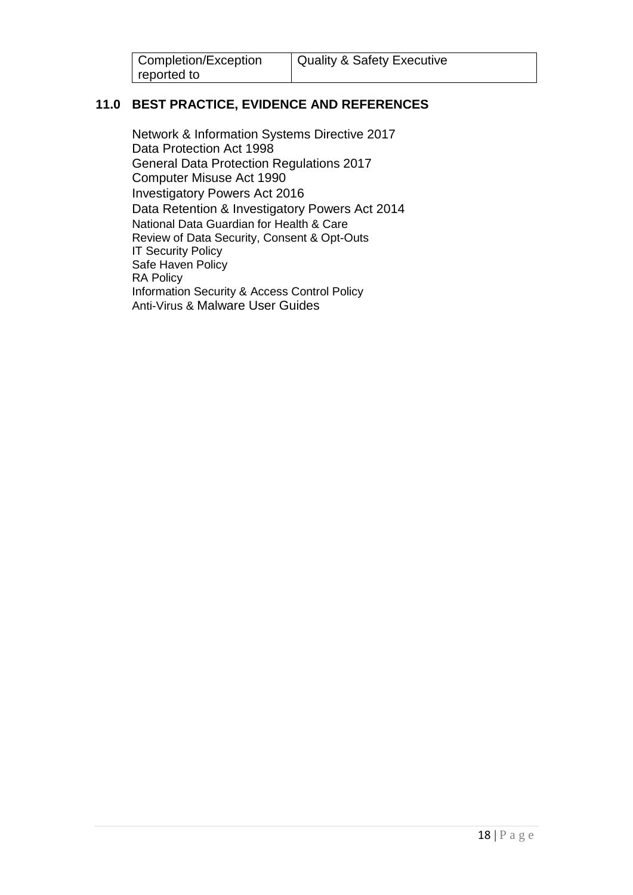| Completion/Exception reported to | Quality & Safety Executive |
|---|---|

## 11.0 BEST PRACTICE, EVIDENCE AND REFERENCES

Network & Information Systems Directive 2017
Data Protection Act 1998
General Data Protection Regulations 2017
Computer Misuse Act 1990
Investigatory Powers Act 2016
Data Retention & Investigatory Powers Act 2014
National Data Guardian for Health & Care
Review of Data Security, Consent & Opt-Outs
IT Security Policy
Safe Haven Policy
RA Policy
Information Security & Access Control Policy
Anti-Virus & Malware User Guides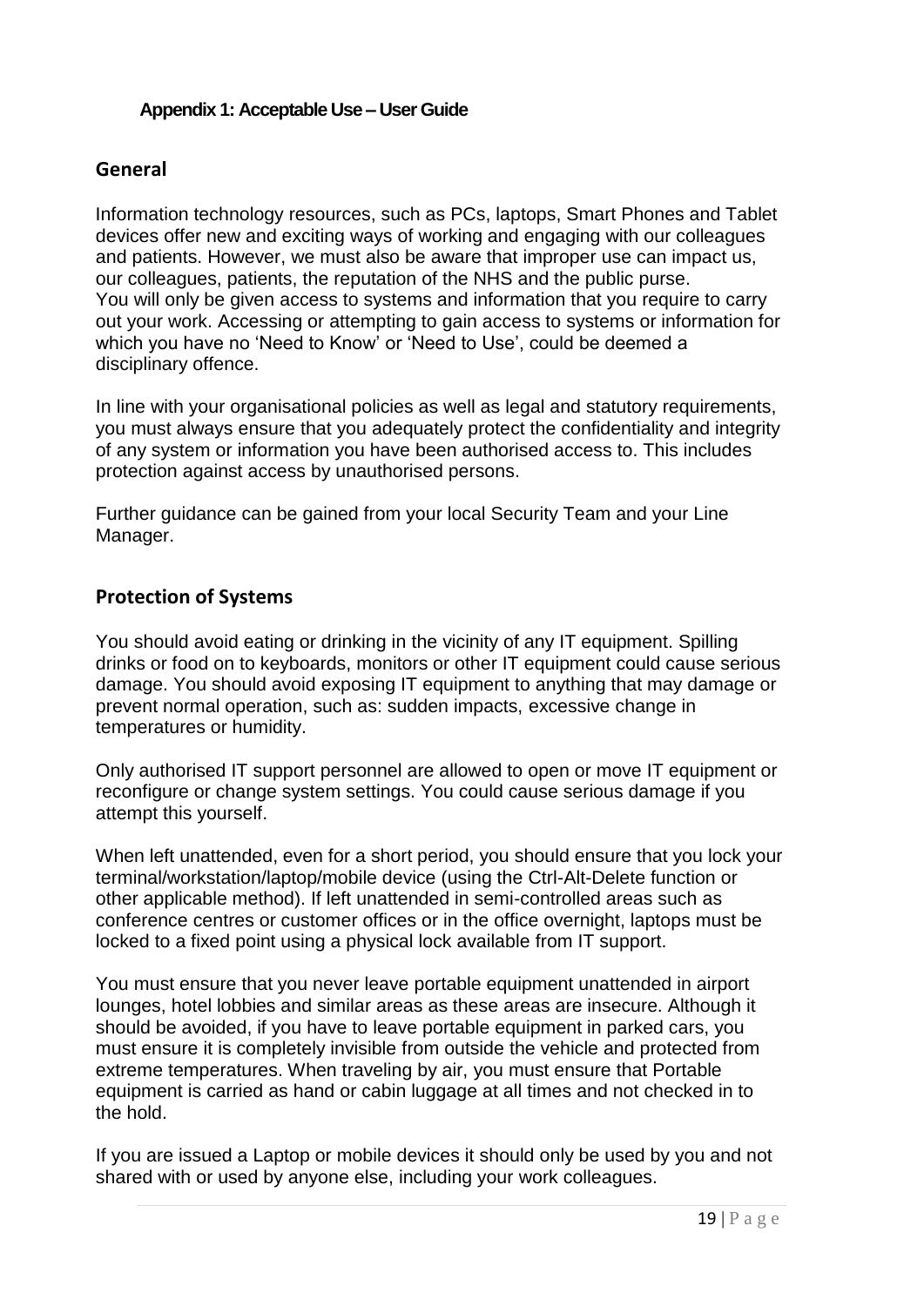### Appendix 1: Acceptable Use – User Guide

## General

Information technology resources, such as PCs, laptops, Smart Phones and Tablet devices offer new and exciting ways of working and engaging with our colleagues and patients. However, we must also be aware that improper use can impact us, our colleagues, patients, the reputation of the NHS and the public purse.
You will only be given access to systems and information that you require to carry out your work. Accessing or attempting to gain access to systems or information for which you have no 'Need to Know' or 'Need to Use', could be deemed a disciplinary offence.

In line with your organisational policies as well as legal and statutory requirements, you must always ensure that you adequately protect the confidentiality and integrity of any system or information you have been authorised access to. This includes protection against access by unauthorised persons.

Further guidance can be gained from your local Security Team and your Line Manager.

## Protection of Systems

You should avoid eating or drinking in the vicinity of any IT equipment. Spilling drinks or food on to keyboards, monitors or other IT equipment could cause serious damage. You should avoid exposing IT equipment to anything that may damage or prevent normal operation, such as: sudden impacts, excessive change in temperatures or humidity.

Only authorised IT support personnel are allowed to open or move IT equipment or reconfigure or change system settings. You could cause serious damage if you attempt this yourself.

When left unattended, even for a short period, you should ensure that you lock your terminal/workstation/laptop/mobile device (using the Ctrl-Alt-Delete function or other applicable method). If left unattended in semi-controlled areas such as conference centres or customer offices or in the office overnight, laptops must be locked to a fixed point using a physical lock available from IT support.

You must ensure that you never leave portable equipment unattended in airport lounges, hotel lobbies and similar areas as these areas are insecure. Although it should be avoided, if you have to leave portable equipment in parked cars, you must ensure it is completely invisible from outside the vehicle and protected from extreme temperatures. When traveling by air, you must ensure that Portable equipment is carried as hand or cabin luggage at all times and not checked in to the hold.

If you are issued a Laptop or mobile devices it should only be used by you and not shared with or used by anyone else, including your work colleagues.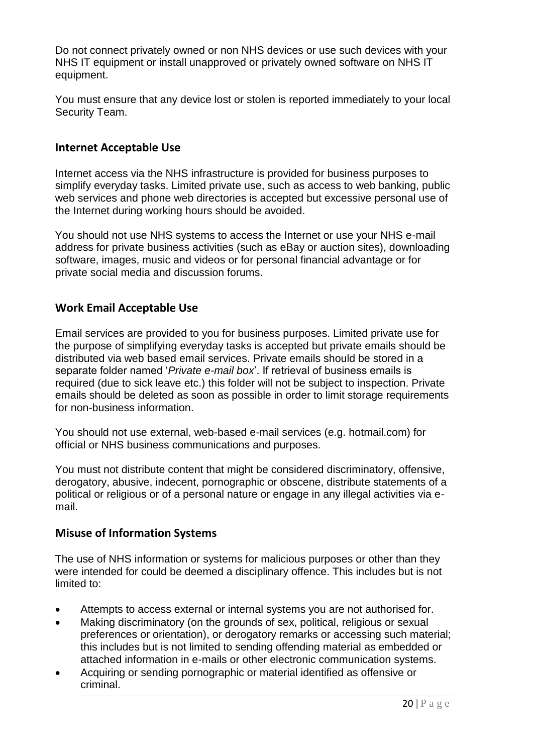Do not connect privately owned or non NHS devices or use such devices with your NHS IT equipment or install unapproved or privately owned software on NHS IT equipment.

You must ensure that any device lost or stolen is reported immediately to your local Security Team.

## Internet Acceptable Use

Internet access via the NHS infrastructure is provided for business purposes to simplify everyday tasks. Limited private use, such as access to web banking, public web services and phone web directories is accepted but excessive personal use of the Internet during working hours should be avoided.

You should not use NHS systems to access the Internet or use your NHS e-mail address for private business activities (such as eBay or auction sites), downloading software, images, music and videos or for personal financial advantage or for private social media and discussion forums.

## Work Email Acceptable Use

Email services are provided to you for business purposes. Limited private use for the purpose of simplifying everyday tasks is accepted but private emails should be distributed via web based email services. Private emails should be stored in a separate folder named '*Private e-mail box*'. If retrieval of business emails is required (due to sick leave etc.) this folder will not be subject to inspection. Private emails should be deleted as soon as possible in order to limit storage requirements for non-business information.

You should not use external, web-based e-mail services (e.g. hotmail.com) for official or NHS business communications and purposes.

You must not distribute content that might be considered discriminatory, offensive, derogatory, abusive, indecent, pornographic or obscene, distribute statements of a political or religious or of a personal nature or engage in any illegal activities via e-mail.

## Misuse of Information Systems

The use of NHS information or systems for malicious purposes or other than they were intended for could be deemed a disciplinary offence. This includes but is not limited to:

- Attempts to access external or internal systems you are not authorised for.
- Making discriminatory (on the grounds of sex, political, religious or sexual preferences or orientation), or derogatory remarks or accessing such material; this includes but is not limited to sending offending material as embedded or attached information in e-mails or other electronic communication systems.
- Acquiring or sending pornographic or material identified as offensive or criminal.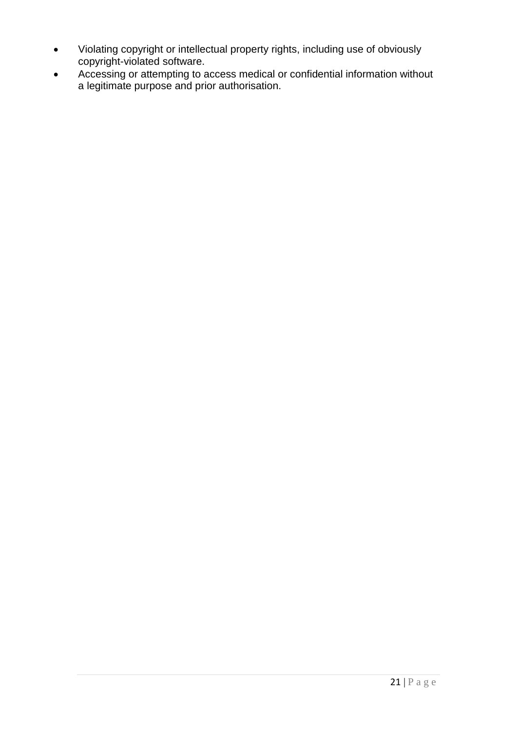- Violating copyright or intellectual property rights, including use of obviously copyright-violated software.
- Accessing or attempting to access medical or confidential information without a legitimate purpose and prior authorisation.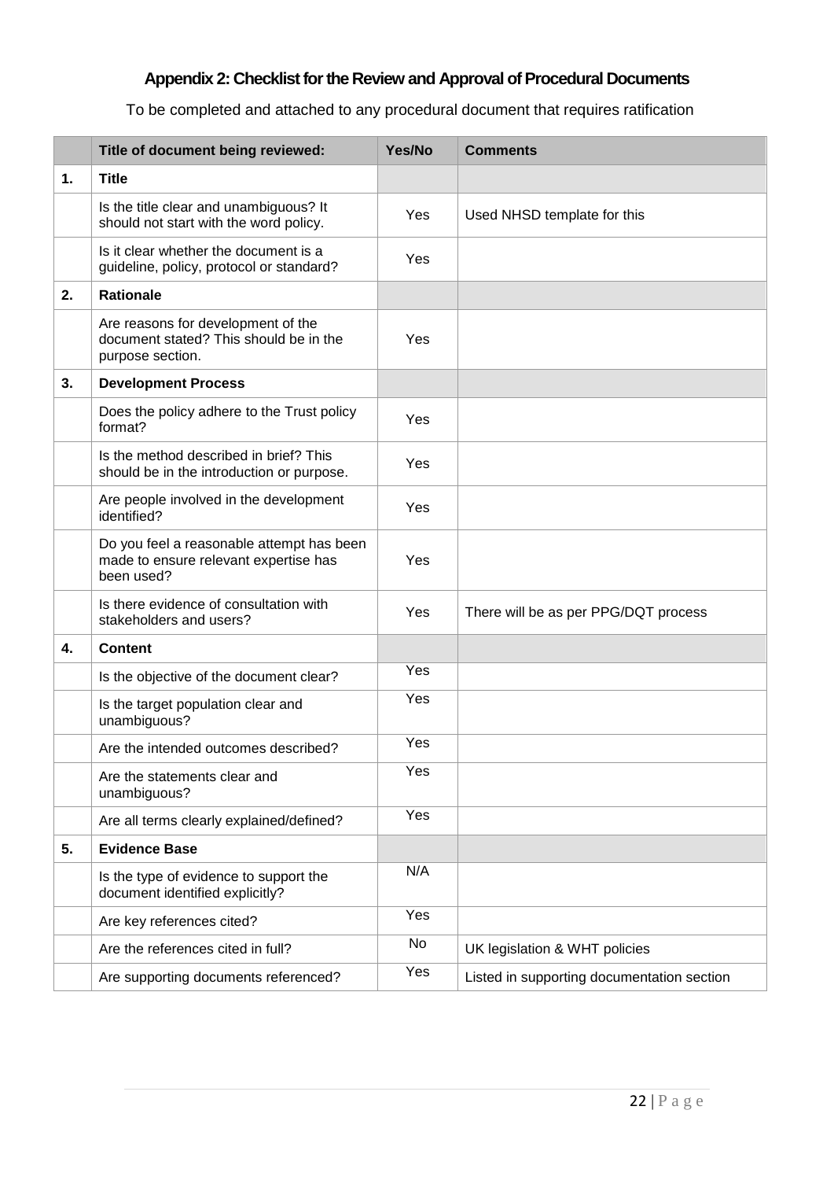## Appendix 2: Checklist for the Review and Approval of Procedural Documents

To be completed and attached to any procedural document that requires ratification

| | Title of document being reviewed: | Yes/No | Comments |
|---|---|---|---|
| **1.** | **Title** | | |
| | Is the title clear and unambiguous? It should not start with the word policy. | Yes | Used NHSD template for this |
| | Is it clear whether the document is a guideline, policy, protocol or standard? | Yes | |
| **2.** | **Rationale** | | |
| | Are reasons for development of the document stated? This should be in the purpose section. | Yes | |
| **3.** | **Development Process** | | |
| | Does the policy adhere to the Trust policy format? | Yes | |
| | Is the method described in brief? This should be in the introduction or purpose. | Yes | |
| | Are people involved in the development identified? | Yes | |
| | Do you feel a reasonable attempt has been made to ensure relevant expertise has been used? | Yes | |
| | Is there evidence of consultation with stakeholders and users? | Yes | There will be as per PPG/DQT process |
| **4.** | **Content** | | |
| | Is the objective of the document clear? | Yes | |
| | Is the target population clear and unambiguous? | Yes | |
| | Are the intended outcomes described? | Yes | |
| | Are the statements clear and unambiguous? | Yes | |
| | Are all terms clearly explained/defined? | Yes | |
| **5.** | **Evidence Base** | | |
| | Is the type of evidence to support the document identified explicitly? | N/A | |
| | Are key references cited? | Yes | |
| | Are the references cited in full? | No | UK legislation & WHT policies |
| | Are supporting documents referenced? | Yes | Listed in supporting documentation section |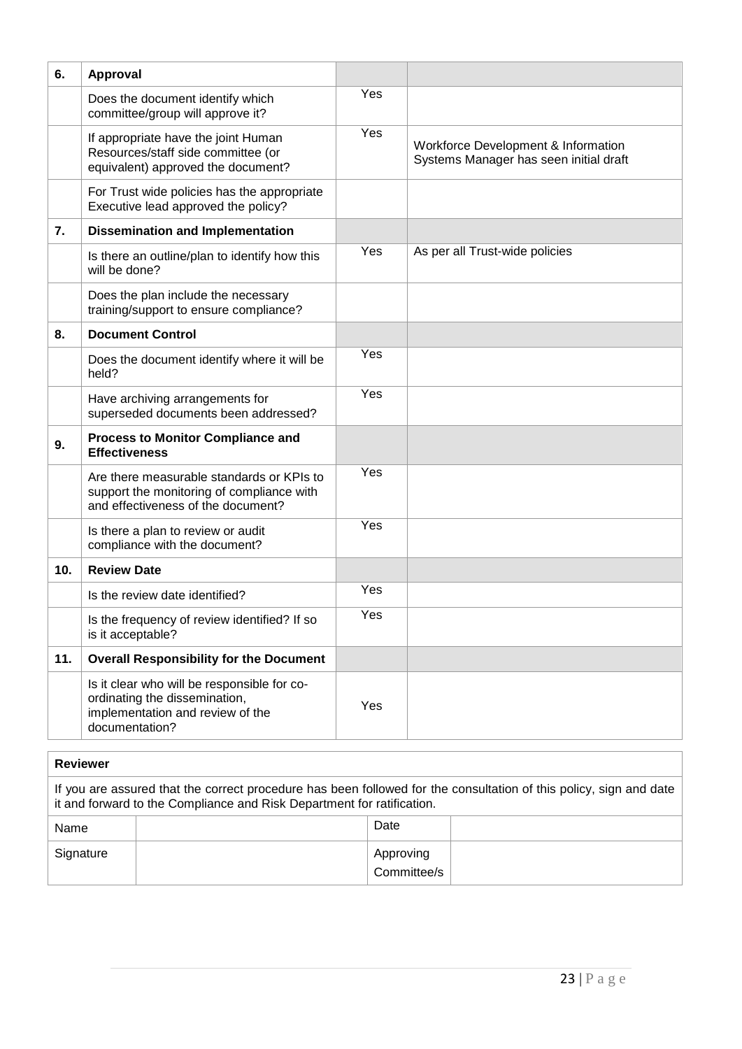| | | | |
|---|---|---|---|
| **6.** | **Approval** | | |
| | Does the document identify which committee/group will approve it? | Yes | |
| | If appropriate have the joint Human Resources/staff side committee (or equivalent) approved the document? | Yes | Workforce Development & Information Systems Manager has seen initial draft |
| | For Trust wide policies has the appropriate Executive lead approved the policy? | | |
| **7.** | **Dissemination and Implementation** | | |
| | Is there an outline/plan to identify how this will be done? | Yes | As per all Trust-wide policies |
| | Does the plan include the necessary training/support to ensure compliance? | | |
| **8.** | **Document Control** | | |
| | Does the document identify where it will be held? | Yes | |
| | Have archiving arrangements for superseded documents been addressed? | Yes | |
| **9.** | **Process to Monitor Compliance and Effectiveness** | | |
| | Are there measurable standards or KPIs to support the monitoring of compliance with and effectiveness of the document? | Yes | |
| | Is there a plan to review or audit compliance with the document? | Yes | |
| **10.** | **Review Date** | | |
| | Is the review date identified? | Yes | |
| | Is the frequency of review identified? If so is it acceptable? | Yes | |
| **11.** | **Overall Responsibility for the Document** | | |
| | Is it clear who will be responsible for co-ordinating the dissemination, implementation and review of the documentation? | Yes | |

| **Reviewer** | | | |
|---|---|---|---|
| If you are assured that the correct procedure has been followed for the consultation of this policy, sign and date it and forward to the Compliance and Risk Department for ratification. | | | |
| Name | | Date | |
| Signature | | Approving Committee/s | |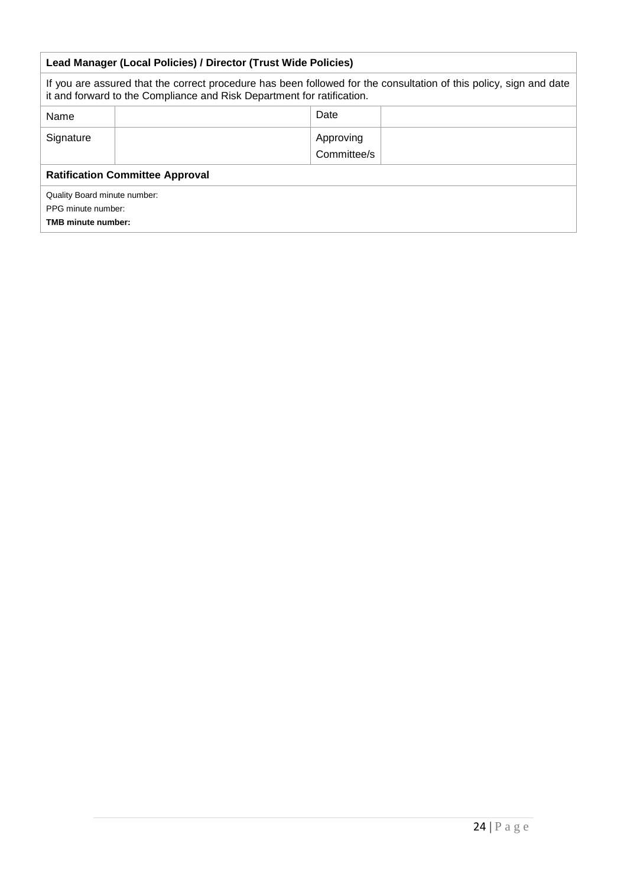| **Lead Manager (Local Policies) / Director (Trust Wide Policies)** | | | |
|---|---|---|---|
| If you are assured that the correct procedure has been followed for the consultation of this policy, sign and date it and forward to the Compliance and Risk Department for ratification. | | | |
| Name | | Date | |
| Signature | | Approving Committee/s | |
| **Ratification Committee Approval** | | | |
| Quality Board minute number:<br>PPG minute number:<br>**TMB minute number:** | | | |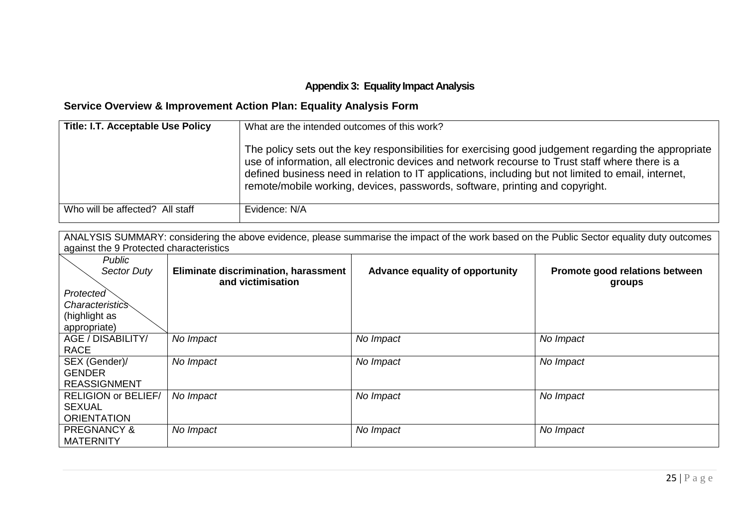## Appendix 3: Equality Impact Analysis

### Service Overview & Improvement Action Plan: Equality Analysis Form

| **Title: I.T. Acceptable Use Policy** | What are the intended outcomes of this work?<br><br>The policy sets out the key responsibilities for exercising good judgement regarding the appropriate use of information, all electronic devices and network recourse to Trust staff where there is a defined business need in relation to IT applications, including but not limited to email, internet, remote/mobile working, devices, passwords, software, printing and copyright. |
|---|---|
| Who will be affected? All staff | Evidence: N/A |

ANALYSIS SUMMARY: considering the above evidence, please summarise the impact of the work based on the Public Sector equality duty outcomes against the 9 Protected characteristics

| *Public Sector Duty* / *Protected Characteristics* (highlight as appropriate) | **Eliminate discrimination, harassment and victimisation** | **Advance equality of opportunity** | **Promote good relations between groups** |
|---|---|---|---|
| AGE / DISABILITY/ RACE | *No Impact* | *No Impact* | *No Impact* |
| SEX (Gender)/ GENDER REASSIGNMENT | *No Impact* | *No Impact* | *No Impact* |
| RELIGION or BELIEF/ SEXUAL ORIENTATION | *No Impact* | *No Impact* | *No Impact* |
| PREGNANCY & MATERNITY | *No Impact* | *No Impact* | *No Impact* |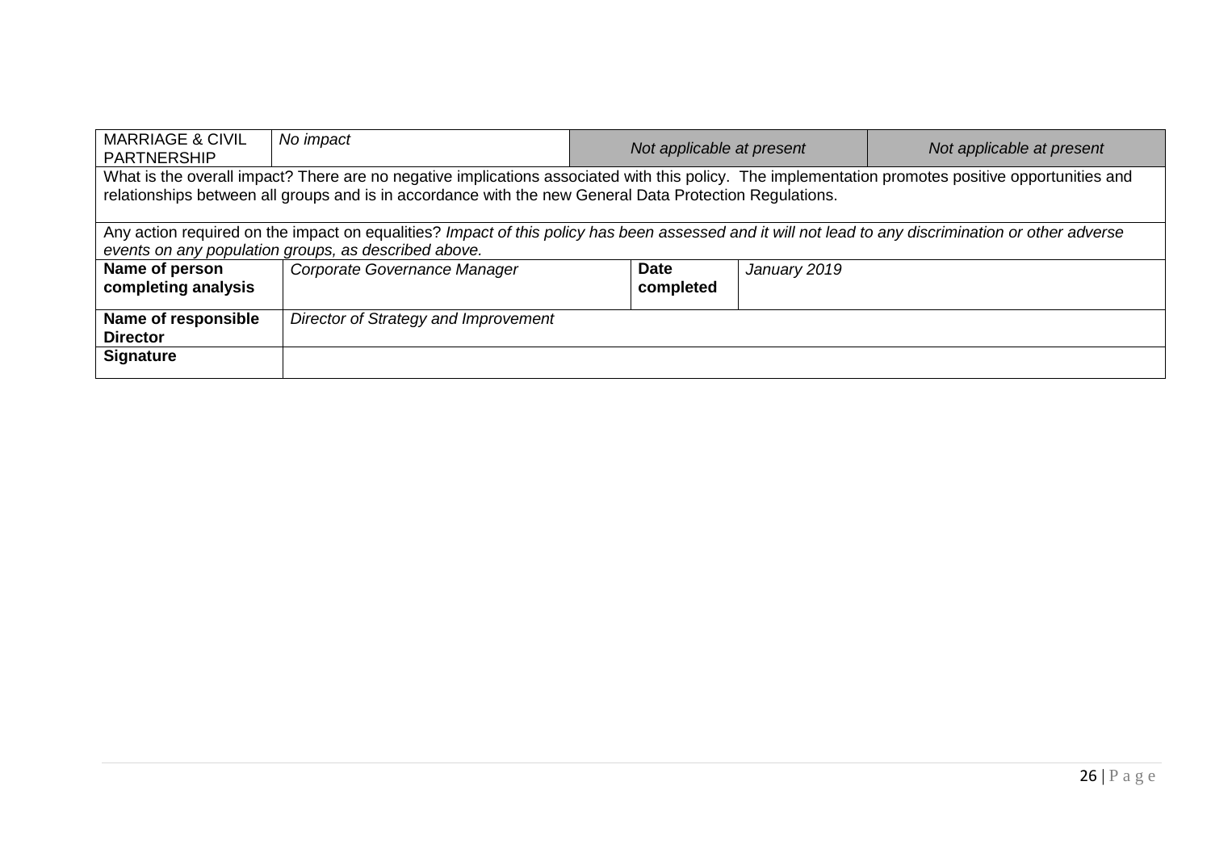| | | | | | |
|---|---|---|---|---|---|
| MARRIAGE & CIVIL PARTNERSHIP | *No impact* | *Not applicable at present* | | | *Not applicable at present* |
| What is the overall impact? There are no negative implications associated with this policy. The implementation promotes positive opportunities and relationships between all groups and is in accordance with the new General Data Protection Regulations. | | | | | |
| Any action required on the impact on equalities? *Impact of this policy has been assessed and it will not lead to any discrimination or other adverse events on any population groups, as described above.* | | | | | |
| **Name of person completing analysis** | *Corporate Governance Manager* | | **Date completed** | *January 2019* | |
| **Name of responsible Director** | *Director of Strategy and Improvement* | | | | |
| **Signature** | | | | | |